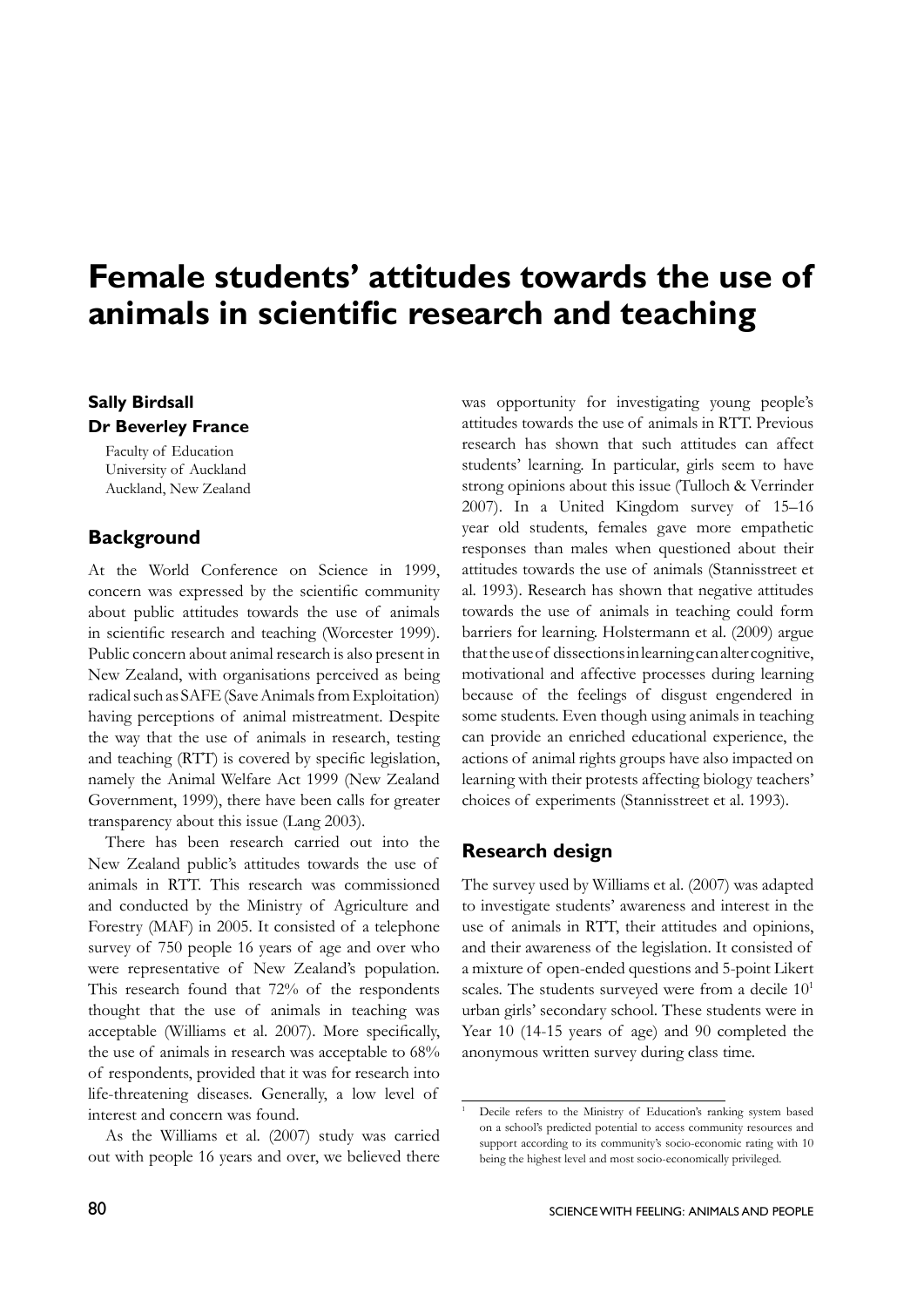# Female students' attitudes towards the use of animals in scientific research and teaching

**Sally Birdsall**
**Dr Beverley France**

Faculty of Education
University of Auckland
Auckland, New Zealand

## Background

At the World Conference on Science in 1999, concern was expressed by the scientific community about public attitudes towards the use of animals in scientific research and teaching (Worcester 1999). Public concern about animal research is also present in New Zealand, with organisations perceived as being radical such as SAFE (Save Animals from Exploitation) having perceptions of animal mistreatment. Despite the way that the use of animals in research, testing and teaching (RTT) is covered by specific legislation, namely the Animal Welfare Act 1999 (New Zealand Government, 1999), there have been calls for greater transparency about this issue (Lang 2003).

There has been research carried out into the New Zealand public's attitudes towards the use of animals in RTT. This research was commissioned and conducted by the Ministry of Agriculture and Forestry (MAF) in 2005. It consisted of a telephone survey of 750 people 16 years of age and over who were representative of New Zealand's population. This research found that 72% of the respondents thought that the use of animals in teaching was acceptable (Williams et al. 2007). More specifically, the use of animals in research was acceptable to 68% of respondents, provided that it was for research into life-threatening diseases. Generally, a low level of interest and concern was found.

As the Williams et al. (2007) study was carried out with people 16 years and over, we believed there was opportunity for investigating young people's attitudes towards the use of animals in RTT. Previous research has shown that such attitudes can affect students' learning. In particular, girls seem to have strong opinions about this issue (Tulloch & Verrinder 2007). In a United Kingdom survey of 15–16 year old students, females gave more empathetic responses than males when questioned about their attitudes towards the use of animals (Stannisstreet et al. 1993). Research has shown that negative attitudes towards the use of animals in teaching could form barriers for learning. Holstermann et al. (2009) argue that the use of dissections in learning can alter cognitive, motivational and affective processes during learning because of the feelings of disgust engendered in some students. Even though using animals in teaching can provide an enriched educational experience, the actions of animal rights groups have also impacted on learning with their protests affecting biology teachers' choices of experiments (Stannisstreet et al. 1993).

## Research design

The survey used by Williams et al. (2007) was adapted to investigate students' awareness and interest in the use of animals in RTT, their attitudes and opinions, and their awareness of the legislation. It consisted of a mixture of open-ended questions and 5-point Likert scales. The students surveyed were from a decile 10[1] urban girls' secondary school. These students were in Year 10 (14-15 years of age) and 90 completed the anonymous written survey during class time.

[1] Decile refers to the Ministry of Education's ranking system based on a school's predicted potential to access community resources and support according to its community's socio-economic rating with 10 being the highest level and most socio-economically privileged.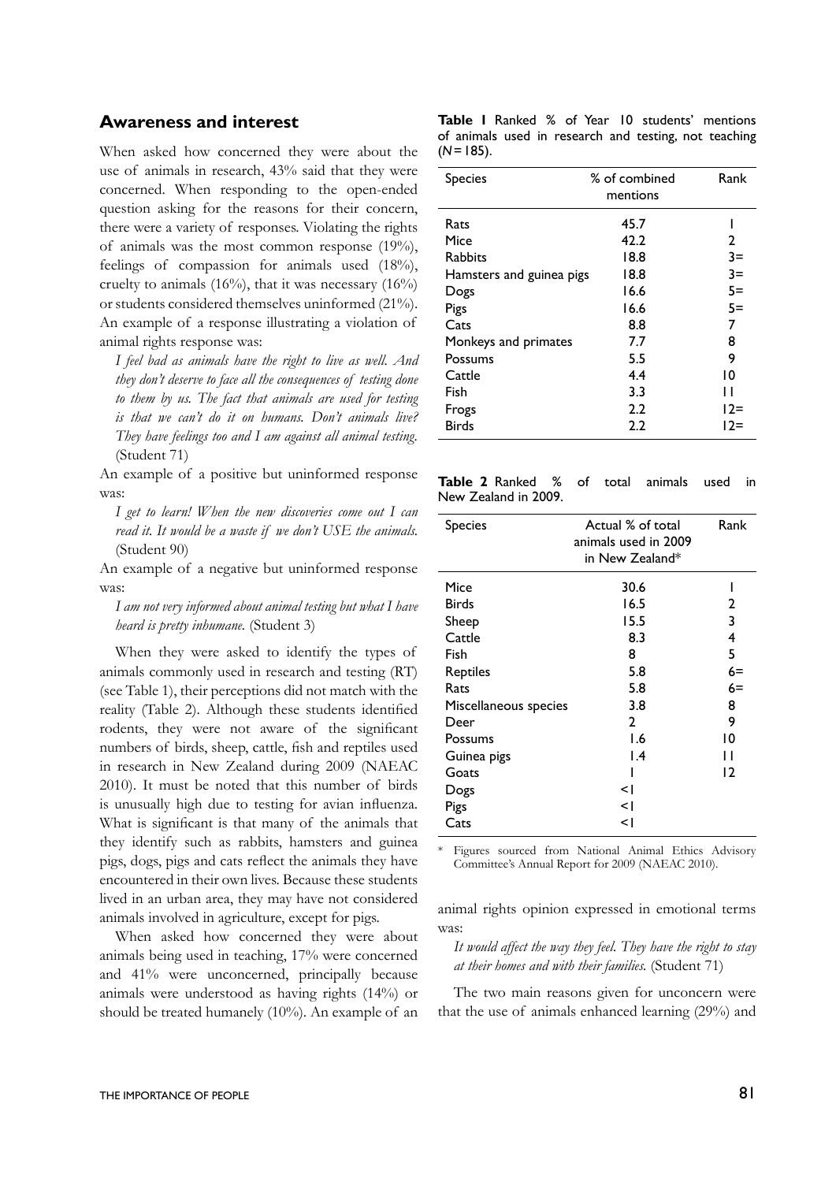## Awareness and interest

When asked how concerned they were about the use of animals in research, 43% said that they were concerned. When responding to the open-ended question asking for the reasons for their concern, there were a variety of responses. Violating the rights of animals was the most common response (19%), feelings of compassion for animals used (18%), cruelty to animals (16%), that it was necessary (16%) or students considered themselves uninformed (21%). An example of a response illustrating a violation of animal rights response was:

> *I feel bad as animals have the right to live as well. And they don't deserve to face all the consequences of testing done to them by us. The fact that animals are used for testing is that we can't do it on humans. Don't animals live? They have feelings too and I am against all animal testing.* (Student 71)

An example of a positive but uninformed response was:

> *I get to learn! When the new discoveries come out I can read it. It would be a waste if we don't USE the animals.* (Student 90)

An example of a negative but uninformed response was:

> *I am not very informed about animal testing but what I have heard is pretty inhumane.* (Student 3)

When they were asked to identify the types of animals commonly used in research and testing (RT) (see Table 1), their perceptions did not match with the reality (Table 2). Although these students identified rodents, they were not aware of the significant numbers of birds, sheep, cattle, fish and reptiles used in research in New Zealand during 2009 (NAEAC 2010). It must be noted that this number of birds is unusually high due to testing for avian influenza. What is significant is that many of the animals that they identify such as rabbits, hamsters and guinea pigs, dogs, pigs and cats reflect the animals they have encountered in their own lives. Because these students lived in an urban area, they may have not considered animals involved in agriculture, except for pigs.

When asked how concerned they were about animals being used in teaching, 17% were concerned and 41% were unconcerned, principally because animals were understood as having rights (14%) or should be treated humanely (10%). An example of an animal rights opinion expressed in emotional terms was:

> *It would affect the way they feel. They have the right to stay at their homes and with their families.* (Student 71)

The two main reasons given for unconcern were that the use of animals enhanced learning (29%) and

**Table 1** Ranked % of Year 10 students' mentions of animals used in research and testing, not teaching ($N = 185$).

| Species | % of combined mentions | Rank |
|---|---|---|
| Rats | 45.7 | 1 |
| Mice | 42.2 | 2 |
| Rabbits | 18.8 | 3= |
| Hamsters and guinea pigs | 18.8 | 3= |
| Dogs | 16.6 | 5= |
| Pigs | 16.6 | 5= |
| Cats | 8.8 | 7 |
| Monkeys and primates | 7.7 | 8 |
| Possums | 5.5 | 9 |
| Cattle | 4.4 | 10 |
| Fish | 3.3 | 11 |
| Frogs | 2.2 | 12= |
| Birds | 2.2 | 12= |

**Table 2** Ranked % of total animals used in New Zealand in 2009.

| Species | Actual % of total animals used in 2009 in New Zealand* | Rank |
|---|---|---|
| Mice | 30.6 | 1 |
| Birds | 16.5 | 2 |
| Sheep | 15.5 | 3 |
| Cattle | 8.3 | 4 |
| Fish | 8 | 5 |
| Reptiles | 5.8 | 6= |
| Rats | 5.8 | 6= |
| Miscellaneous species | 3.8 | 8 |
| Deer | 2 | 9 |
| Possums | 1.6 | 10 |
| Guinea pigs | 1.4 | 11 |
| Goats | 1 | 12 |
| Dogs | <1 | |
| Pigs | <1 | |
| Cats | <1 | |

\* Figures sourced from National Animal Ethics Advisory Committee's Annual Report for 2009 (NAEAC 2010).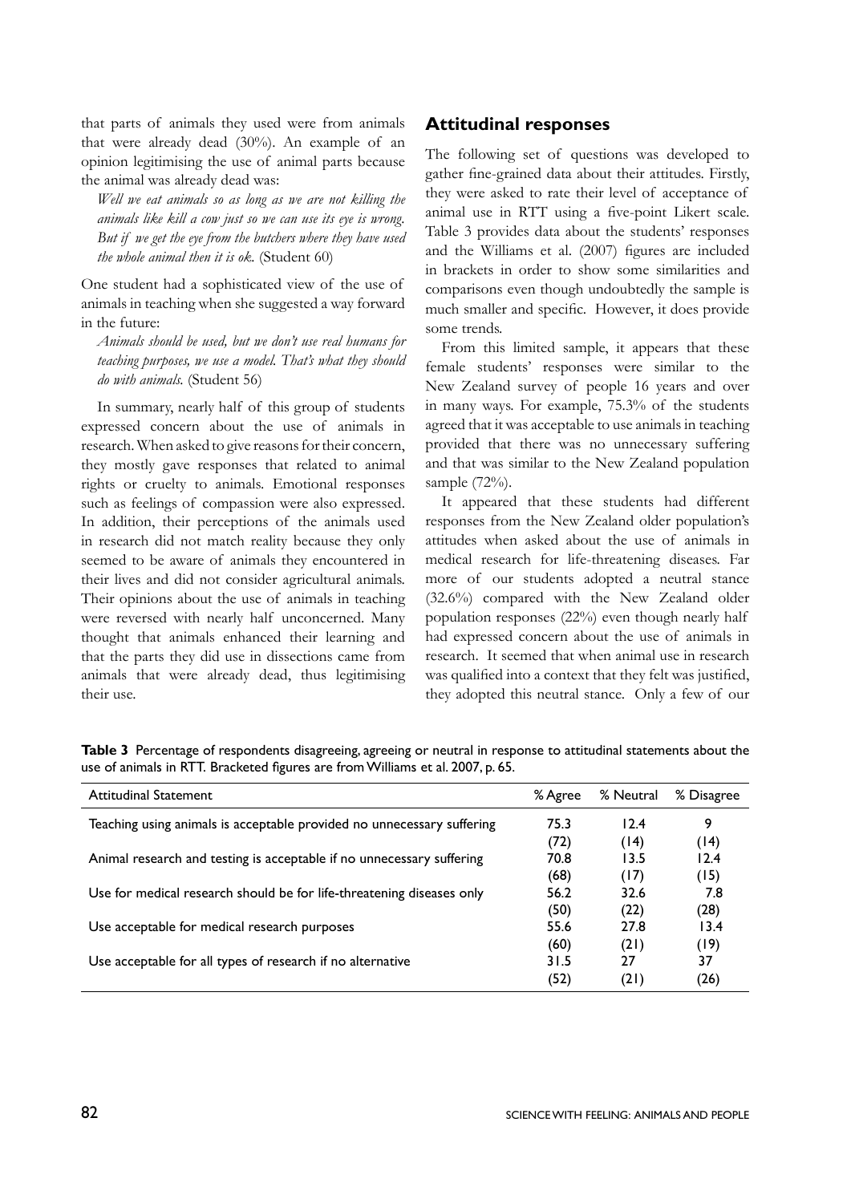that parts of animals they used were from animals that were already dead (30%). An example of an opinion legitimising the use of animal parts because the animal was already dead was:

*Well we eat animals so as long as we are not killing the animals like kill a cow just so we can use its eye is wrong. But if we get the eye from the butchers where they have used the whole animal then it is ok.* (Student 60)

One student had a sophisticated view of the use of animals in teaching when she suggested a way forward in the future:

*Animals should be used, but we don't use real humans for teaching purposes, we use a model. That's what they should do with animals.* (Student 56)

In summary, nearly half of this group of students expressed concern about the use of animals in research. When asked to give reasons for their concern, they mostly gave responses that related to animal rights or cruelty to animals. Emotional responses such as feelings of compassion were also expressed. In addition, their perceptions of the animals used in research did not match reality because they only seemed to be aware of animals they encountered in their lives and did not consider agricultural animals. Their opinions about the use of animals in teaching were reversed with nearly half unconcerned. Many thought that animals enhanced their learning and that the parts they did use in dissections came from animals that were already dead, thus legitimising their use.

## Attitudinal responses

The following set of questions was developed to gather fine-grained data about their attitudes. Firstly, they were asked to rate their level of acceptance of animal use in RTT using a five-point Likert scale. Table 3 provides data about the students' responses and the Williams et al. (2007) figures are included in brackets in order to show some similarities and comparisons even though undoubtedly the sample is much smaller and specific. However, it does provide some trends.

From this limited sample, it appears that these female students' responses were similar to the New Zealand survey of people 16 years and over in many ways. For example, 75.3% of the students agreed that it was acceptable to use animals in teaching provided that there was no unnecessary suffering and that was similar to the New Zealand population sample (72%).

It appeared that these students had different responses from the New Zealand older population's attitudes when asked about the use of animals in medical research for life-threatening diseases. Far more of our students adopted a neutral stance (32.6%) compared with the New Zealand older population responses (22%) even though nearly half had expressed concern about the use of animals in research. It seemed that when animal use in research was qualified into a context that they felt was justified, they adopted this neutral stance. Only a few of our

**Table 3** Percentage of respondents disagreeing, agreeing or neutral in response to attitudinal statements about the use of animals in RTT. Bracketed figures are from Williams et al. 2007, p. 65.

| Attitudinal Statement | % Agree | % Neutral | % Disagree |
|---|---|---|---|
| Teaching using animals is acceptable provided no unnecessary suffering | 75.3 (72) | 12.4 (14) | 9 (14) |
| Animal research and testing is acceptable if no unnecessary suffering | 70.8 (68) | 13.5 (17) | 12.4 (15) |
| Use for medical research should be for life-threatening diseases only | 56.2 (50) | 32.6 (22) | 7.8 (28) |
| Use acceptable for medical research purposes | 55.6 (60) | 27.8 (21) | 13.4 (19) |
| Use acceptable for all types of research if no alternative | 31.5 (52) | 27 (21) | 37 (26) |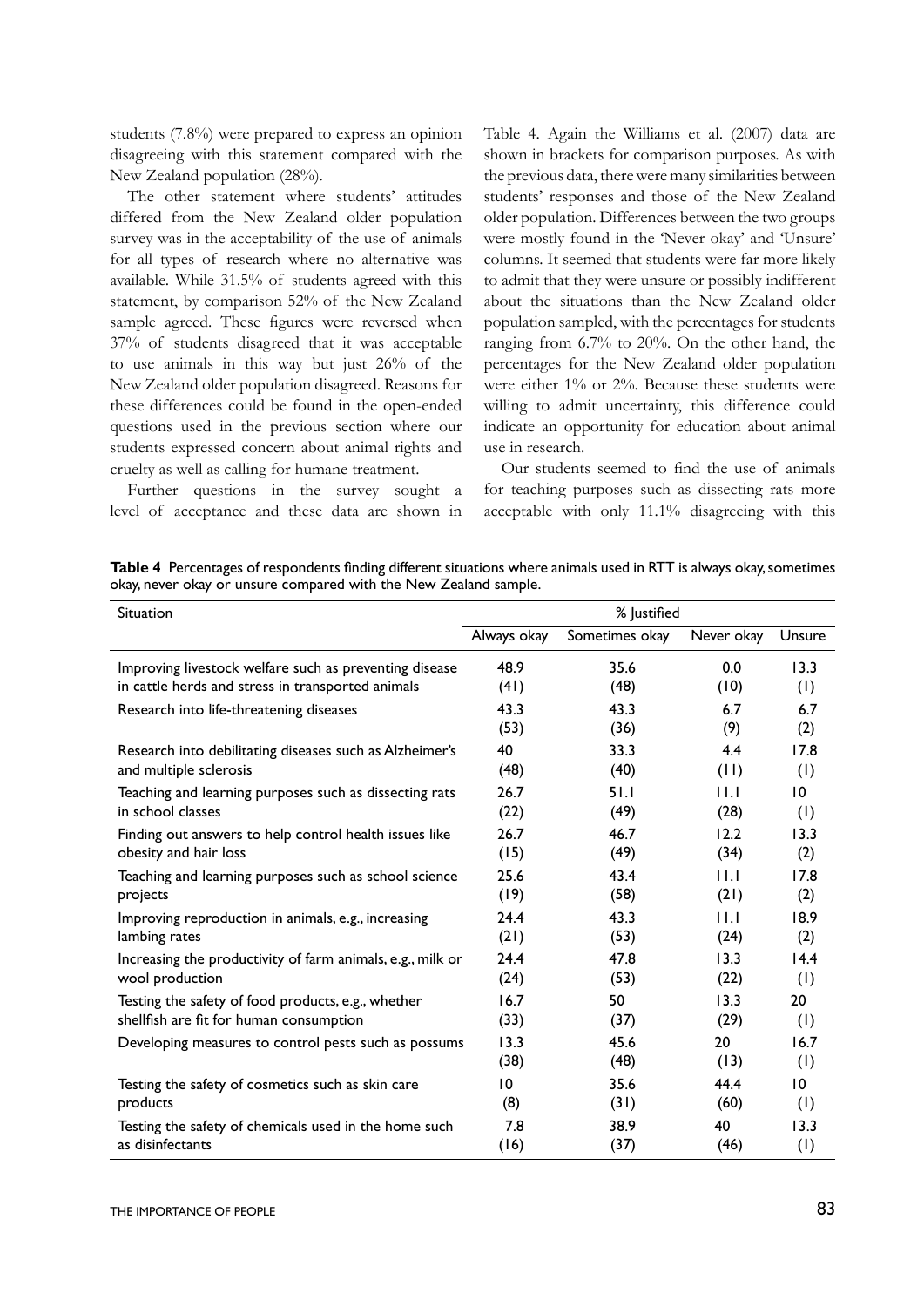students (7.8%) were prepared to express an opinion disagreeing with this statement compared with the New Zealand population (28%).

The other statement where students' attitudes differed from the New Zealand older population survey was in the acceptability of the use of animals for all types of research where no alternative was available. While 31.5% of students agreed with this statement, by comparison 52% of the New Zealand sample agreed. These figures were reversed when 37% of students disagreed that it was acceptable to use animals in this way but just 26% of the New Zealand older population disagreed. Reasons for these differences could be found in the open-ended questions used in the previous section where our students expressed concern about animal rights and cruelty as well as calling for humane treatment.

Further questions in the survey sought a level of acceptance and these data are shown in Table 4. Again the Williams et al. (2007) data are shown in brackets for comparison purposes. As with the previous data, there were many similarities between students' responses and those of the New Zealand older population. Differences between the two groups were mostly found in the 'Never okay' and 'Unsure' columns. It seemed that students were far more likely to admit that they were unsure or possibly indifferent about the situations than the New Zealand older population sampled, with the percentages for students ranging from 6.7% to 20%. On the other hand, the percentages for the New Zealand older population were either 1% or 2%. Because these students were willing to admit uncertainty, this difference could indicate an opportunity for education about animal use in research.

Our students seemed to find the use of animals for teaching purposes such as dissecting rats more acceptable with only 11.1% disagreeing with this

**Table 4** Percentages of respondents finding different situations where animals used in RTT is always okay, sometimes okay, never okay or unsure compared with the New Zealand sample.

| Situation | % Justified | | | |
|---|---|---|---|---|
| | Always okay | Sometimes okay | Never okay | Unsure |
| Improving livestock welfare such as preventing disease in cattle herds and stress in transported animals | 48.9 (41) | 35.6 (48) | 0.0 (10) | 13.3 (1) |
| Research into life-threatening diseases | 43.3 (53) | 43.3 (36) | 6.7 (9) | 6.7 (2) |
| Research into debilitating diseases such as Alzheimer's and multiple sclerosis | 40 (48) | 33.3 (40) | 4.4 (11) | 17.8 (1) |
| Teaching and learning purposes such as dissecting rats in school classes | 26.7 (22) | 51.1 (49) | 11.1 (28) | 10 (1) |
| Finding out answers to help control health issues like obesity and hair loss | 26.7 (15) | 46.7 (49) | 12.2 (34) | 13.3 (2) |
| Teaching and learning purposes such as school science projects | 25.6 (19) | 43.4 (58) | 11.1 (21) | 17.8 (2) |
| Improving reproduction in animals, e.g., increasing lambing rates | 24.4 (21) | 43.3 (53) | 11.1 (24) | 18.9 (2) |
| Increasing the productivity of farm animals, e.g., milk or wool production | 24.4 (24) | 47.8 (53) | 13.3 (22) | 14.4 (1) |
| Testing the safety of food products, e.g., whether shellfish are fit for human consumption | 16.7 (33) | 50 (37) | 13.3 (29) | 20 (1) |
| Developing measures to control pests such as possums | 13.3 (38) | 45.6 (48) | 20 (13) | 16.7 (1) |
| Testing the safety of cosmetics such as skin care products | 10 (8) | 35.6 (31) | 44.4 (60) | 10 (1) |
| Testing the safety of chemicals used in the home such as disinfectants | 7.8 (16) | 38.9 (37) | 40 (46) | 13.3 (1) |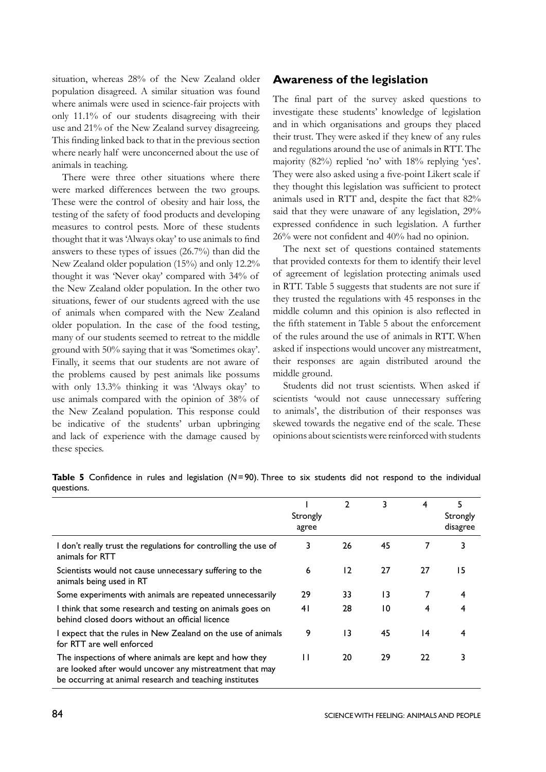situation, whereas 28% of the New Zealand older population disagreed. A similar situation was found where animals were used in science-fair projects with only 11.1% of our students disagreeing with their use and 21% of the New Zealand survey disagreeing. This finding linked back to that in the previous section where nearly half were unconcerned about the use of animals in teaching.

There were three other situations where there were marked differences between the two groups. These were the control of obesity and hair loss, the testing of the safety of food products and developing measures to control pests. More of these students thought that it was 'Always okay' to use animals to find answers to these types of issues (26.7%) than did the New Zealand older population (15%) and only 12.2% thought it was 'Never okay' compared with 34% of the New Zealand older population. In the other two situations, fewer of our students agreed with the use of animals when compared with the New Zealand older population. In the case of the food testing, many of our students seemed to retreat to the middle ground with 50% saying that it was 'Sometimes okay'. Finally, it seems that our students are not aware of the problems caused by pest animals like possums with only 13.3% thinking it was 'Always okay' to use animals compared with the opinion of 38% of the New Zealand population. This response could be indicative of the students' urban upbringing and lack of experience with the damage caused by these species.

## Awareness of the legislation

The final part of the survey asked questions to investigate these students' knowledge of legislation and in which organisations and groups they placed their trust. They were asked if they knew of any rules and regulations around the use of animals in RTT. The majority (82%) replied 'no' with 18% replying 'yes'. They were also asked using a five-point Likert scale if they thought this legislation was sufficient to protect animals used in RTT and, despite the fact that 82% said that they were unaware of any legislation, 29% expressed confidence in such legislation. A further 26% were not confident and 40% had no opinion.

The next set of questions contained statements that provided contexts for them to identify their level of agreement of legislation protecting animals used in RTT. Table 5 suggests that students are not sure if they trusted the regulations with 45 responses in the middle column and this opinion is also reflected in the fifth statement in Table 5 about the enforcement of the rules around the use of animals in RTT. When asked if inspections would uncover any mistreatment, their responses are again distributed around the middle ground.

Students did not trust scientists. When asked if scientists 'would not cause unnecessary suffering to animals', the distribution of their responses was skewed towards the negative end of the scale. These opinions about scientists were reinforced with students

**Table 5** Confidence in rules and legislation ($N = 90$). Three to six students did not respond to the individual questions.

| | 1 Strongly agree | 2 | 3 | 4 | 5 Strongly disagree |
|---|---|---|---|---|---|
| I don't really trust the regulations for controlling the use of animals for RTT | 3 | 26 | 45 | 7 | 3 |
| Scientists would not cause unnecessary suffering to the animals being used in RT | 6 | 12 | 27 | 27 | 15 |
| Some experiments with animals are repeated unnecessarily | 29 | 33 | 13 | 7 | 4 |
| I think that some research and testing on animals goes on behind closed doors without an official licence | 41 | 28 | 10 | 4 | 4 |
| I expect that the rules in New Zealand on the use of animals for RTT are well enforced | 9 | 13 | 45 | 14 | 4 |
| The inspections of where animals are kept and how they are looked after would uncover any mistreatment that may be occurring at animal research and teaching institutes | 11 | 20 | 29 | 22 | 3 |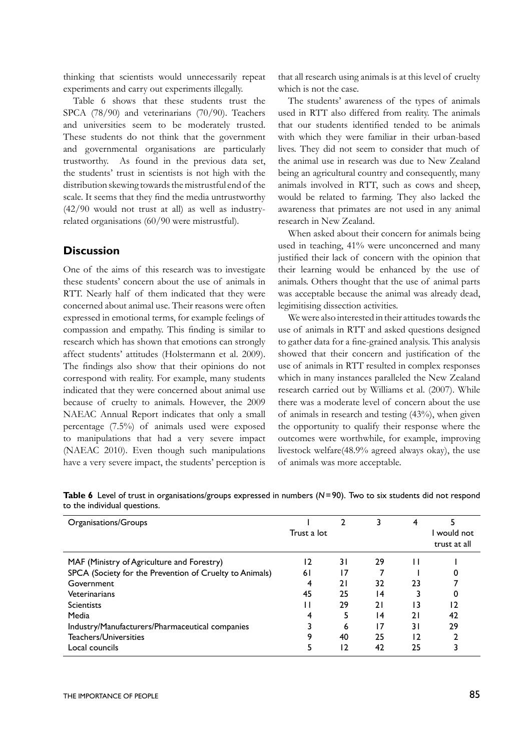thinking that scientists would unnecessarily repeat experiments and carry out experiments illegally.

Table 6 shows that these students trust the SPCA (78/90) and veterinarians (70/90). Teachers and universities seem to be moderately trusted. These students do not think that the government and governmental organisations are particularly trustworthy. As found in the previous data set, the students' trust in scientists is not high with the distribution skewing towards the mistrustful end of the scale. It seems that they find the media untrustworthy (42/90 would not trust at all) as well as industry-related organisations (60/90 were mistrustful).

## Discussion

One of the aims of this research was to investigate these students' concern about the use of animals in RTT. Nearly half of them indicated that they were concerned about animal use. Their reasons were often expressed in emotional terms, for example feelings of compassion and empathy. This finding is similar to research which has shown that emotions can strongly affect students' attitudes (Holstermann et al. 2009). The findings also show that their opinions do not correspond with reality. For example, many students indicated that they were concerned about animal use because of cruelty to animals. However, the 2009 NAEAC Annual Report indicates that only a small percentage (7.5%) of animals used were exposed to manipulations that had a very severe impact (NAEAC 2010). Even though such manipulations have a very severe impact, the students' perception is that all research using animals is at this level of cruelty which is not the case.

The students' awareness of the types of animals used in RTT also differed from reality. The animals that our students identified tended to be animals with which they were familiar in their urban-based lives. They did not seem to consider that much of the animal use in research was due to New Zealand being an agricultural country and consequently, many animals involved in RTT, such as cows and sheep, would be related to farming. They also lacked the awareness that primates are not used in any animal research in New Zealand.

When asked about their concern for animals being used in teaching, 41% were unconcerned and many justified their lack of concern with the opinion that their learning would be enhanced by the use of animals. Others thought that the use of animal parts was acceptable because the animal was already dead, legimitising dissection activities.

We were also interested in their attitudes towards the use of animals in RTT and asked questions designed to gather data for a fine-grained analysis. This analysis showed that their concern and justification of the use of animals in RTT resulted in complex responses which in many instances paralleled the New Zealand research carried out by Williams et al. (2007). While there was a moderate level of concern about the use of animals in research and testing (43%), when given the opportunity to qualify their response where the outcomes were worthwhile, for example, improving livestock welfare(48.9% agreed always okay), the use of animals was more acceptable.

**Table 6** Level of trust in organisations/groups expressed in numbers ($N = 90$). Two to six students did not respond to the individual questions.

| Organisations/Groups | 1 Trust a lot | 2 | 3 | 4 | 5 I would not trust at all |
|---|---|---|---|---|---|
| MAF (Ministry of Agriculture and Forestry) | 12 | 31 | 29 | 11 | 1 |
| SPCA (Society for the Prevention of Cruelty to Animals) | 61 | 17 | 7 | 1 | 0 |
| Government | 4 | 21 | 32 | 23 | 7 |
| Veterinarians | 45 | 25 | 14 | 3 | 0 |
| Scientists | 11 | 29 | 21 | 13 | 12 |
| Media | 4 | 5 | 14 | 21 | 42 |
| Industry/Manufacturers/Pharmaceutical companies | 3 | 6 | 17 | 31 | 29 |
| Teachers/Universities | 9 | 40 | 25 | 12 | 2 |
| Local councils | 5 | 12 | 42 | 25 | 3 |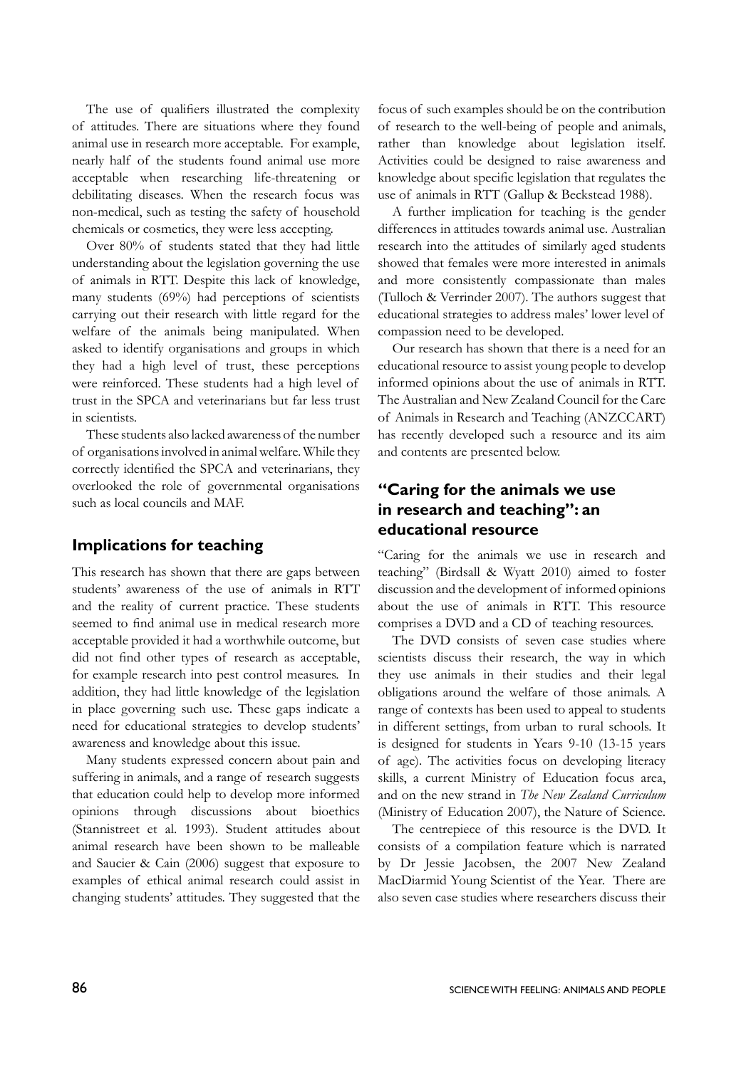The use of qualifiers illustrated the complexity of attitudes. There are situations where they found animal use in research more acceptable. For example, nearly half of the students found animal use more acceptable when researching life-threatening or debilitating diseases. When the research focus was non-medical, such as testing the safety of household chemicals or cosmetics, they were less accepting.

Over 80% of students stated that they had little understanding about the legislation governing the use of animals in RTT. Despite this lack of knowledge, many students (69%) had perceptions of scientists carrying out their research with little regard for the welfare of the animals being manipulated. When asked to identify organisations and groups in which they had a high level of trust, these perceptions were reinforced. These students had a high level of trust in the SPCA and veterinarians but far less trust in scientists.

These students also lacked awareness of the number of organisations involved in animal welfare. While they correctly identified the SPCA and veterinarians, they overlooked the role of governmental organisations such as local councils and MAF.

## Implications for teaching

This research has shown that there are gaps between students' awareness of the use of animals in RTT and the reality of current practice. These students seemed to find animal use in medical research more acceptable provided it had a worthwhile outcome, but did not find other types of research as acceptable, for example research into pest control measures. In addition, they had little knowledge of the legislation in place governing such use. These gaps indicate a need for educational strategies to develop students' awareness and knowledge about this issue.

Many students expressed concern about pain and suffering in animals, and a range of research suggests that education could help to develop more informed opinions through discussions about bioethics (Stannistreet et al. 1993). Student attitudes about animal research have been shown to be malleable and Saucier & Cain (2006) suggest that exposure to examples of ethical animal research could assist in changing students' attitudes. They suggested that the focus of such examples should be on the contribution of research to the well-being of people and animals, rather than knowledge about legislation itself. Activities could be designed to raise awareness and knowledge about specific legislation that regulates the use of animals in RTT (Gallup & Beckstead 1988).

A further implication for teaching is the gender differences in attitudes towards animal use. Australian research into the attitudes of similarly aged students showed that females were more interested in animals and more consistently compassionate than males (Tulloch & Verrinder 2007). The authors suggest that educational strategies to address males' lower level of compassion need to be developed.

Our research has shown that there is a need for an educational resource to assist young people to develop informed opinions about the use of animals in RTT. The Australian and New Zealand Council for the Care of Animals in Research and Teaching (ANZCCART) has recently developed such a resource and its aim and contents are presented below.

## "Caring for the animals we use in research and teaching": an educational resource

"Caring for the animals we use in research and teaching" (Birdsall & Wyatt 2010) aimed to foster discussion and the development of informed opinions about the use of animals in RTT. This resource comprises a DVD and a CD of teaching resources.

The DVD consists of seven case studies where scientists discuss their research, the way in which they use animals in their studies and their legal obligations around the welfare of those animals. A range of contexts has been used to appeal to students in different settings, from urban to rural schools. It is designed for students in Years 9-10 (13-15 years of age). The activities focus on developing literacy skills, a current Ministry of Education focus area, and on the new strand in *The New Zealand Curriculum* (Ministry of Education 2007), the Nature of Science.

The centrepiece of this resource is the DVD. It consists of a compilation feature which is narrated by Dr Jessie Jacobsen, the 2007 New Zealand MacDiarmid Young Scientist of the Year. There are also seven case studies where researchers discuss their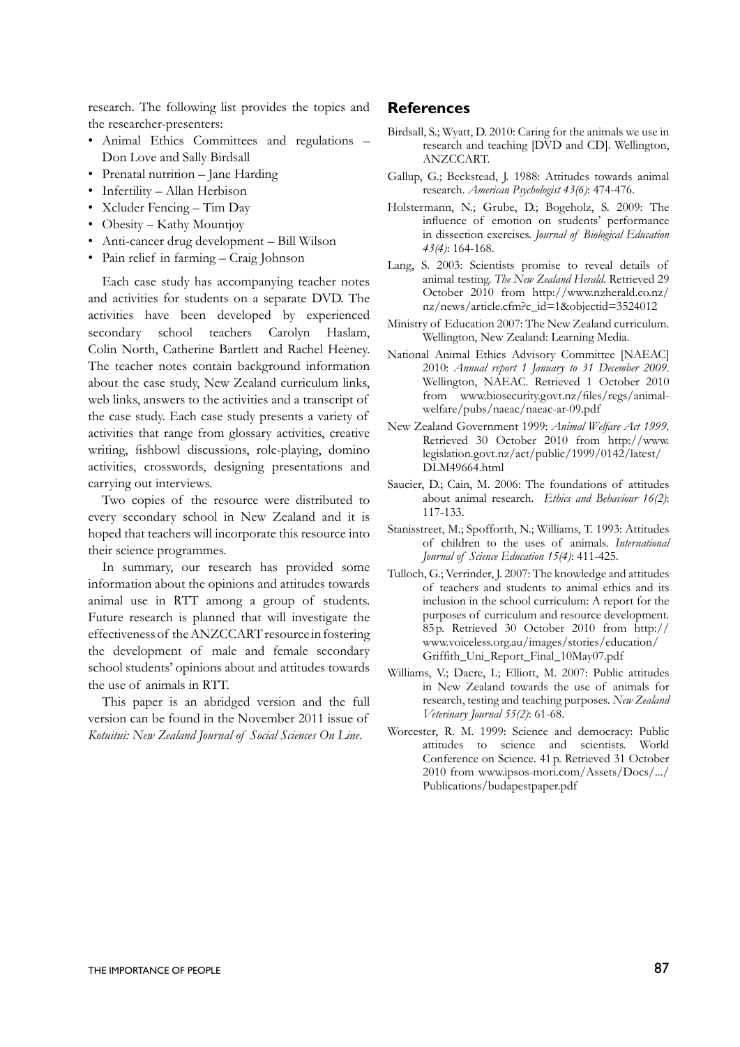research. The following list provides the topics and the researcher-presenters:

- Animal Ethics Committees and regulations – Don Love and Sally Birdsall
- Prenatal nutrition – Jane Harding
- Infertility – Allan Herbison
- Xcluder Fencing – Tim Day
- Obesity – Kathy Mountjoy
- Anti-cancer drug development – Bill Wilson
- Pain relief in farming – Craig Johnson

Each case study has accompanying teacher notes and activities for students on a separate DVD. The activities have been developed by experienced secondary school teachers Carolyn Haslam, Colin North, Catherine Bartlett and Rachel Heeney. The teacher notes contain background information about the case study, New Zealand curriculum links, web links, answers to the activities and a transcript of the case study. Each case study presents a variety of activities that range from glossary activities, creative writing, fishbowl discussions, role-playing, domino activities, crosswords, designing presentations and carrying out interviews.

Two copies of the resource were distributed to every secondary school in New Zealand and it is hoped that teachers will incorporate this resource into their science programmes.

In summary, our research has provided some information about the opinions and attitudes towards animal use in RTT among a group of students. Future research is planned that will investigate the effectiveness of the ANZCCART resource in fostering the development of male and female secondary school students' opinions about and attitudes towards the use of animals in RTT.

This paper is an abridged version and the full version can be found in the November 2011 issue of *Kotuitui: New Zealand Journal of Social Sciences On Line*.

## References

Birdsall, S.; Wyatt, D. 2010: Caring for the animals we use in research and teaching [DVD and CD]. Wellington, ANZCCART.

Gallup, G.; Beckstead, J. 1988: Attitudes towards animal research. *American Psychologist 43(6)*: 474-476.

Holstermann, N.; Grube, D.; Bogeholz, S. 2009: The influence of emotion on students' performance in dissection exercises. *Journal of Biological Education 43(4)*: 164-168.

Lang, S. 2003: Scientists promise to reveal details of animal testing. *The New Zealand Herald*. Retrieved 29 October 2010 from http://www.nzherald.co.nz/nz/news/article.cfm?c_id=1&objectid=3524012

Ministry of Education 2007: The New Zealand curriculum. Wellington, New Zealand: Learning Media.

National Animal Ethics Advisory Committee [NAEAC] 2010: *Annual report 1 January to 31 December 2009*. Wellington, NAEAC. Retrieved 1 October 2010 from www.biosecurity.govt.nz/files/regs/animal-welfare/pubs/naeac/naeac-ar-09.pdf

New Zealand Government 1999: *Animal Welfare Act 1999*. Retrieved 30 October 2010 from http://www.legislation.govt.nz/act/public/1999/0142/latest/DLM49664.html

Saucier, D.; Cain, M. 2006: The foundations of attitudes about animal research. *Ethics and Behaviour 16(2)*: 117-133.

Stanisstreet, M.; Spofforth, N.; Williams, T. 1993: Attitudes of children to the uses of animals. *International Journal of Science Education 15(4)*: 411-425.

Tulloch, G.; Verrinder, J. 2007: The knowledge and attitudes of teachers and students to animal ethics and its inclusion in the school curriculum: A report for the purposes of curriculum and resource development. 85 p. Retrieved 30 October 2010 from http://www.voiceless.org.au/images/stories/education/Griffith_Uni_Report_Final_10May07.pdf

Williams, V.; Dacre, I.; Elliott, M. 2007: Public attitudes in New Zealand towards the use of animals for research, testing and teaching purposes. *New Zealand Veterinary Journal 55(2)*: 61-68.

Worcester, R. M. 1999: Science and democracy: Public attitudes to science and scientists. World Conference on Science. 41 p. Retrieved 31 October 2010 from www.ipsos-mori.com/Assets/Docs/.../Publications/budapestpaper.pdf